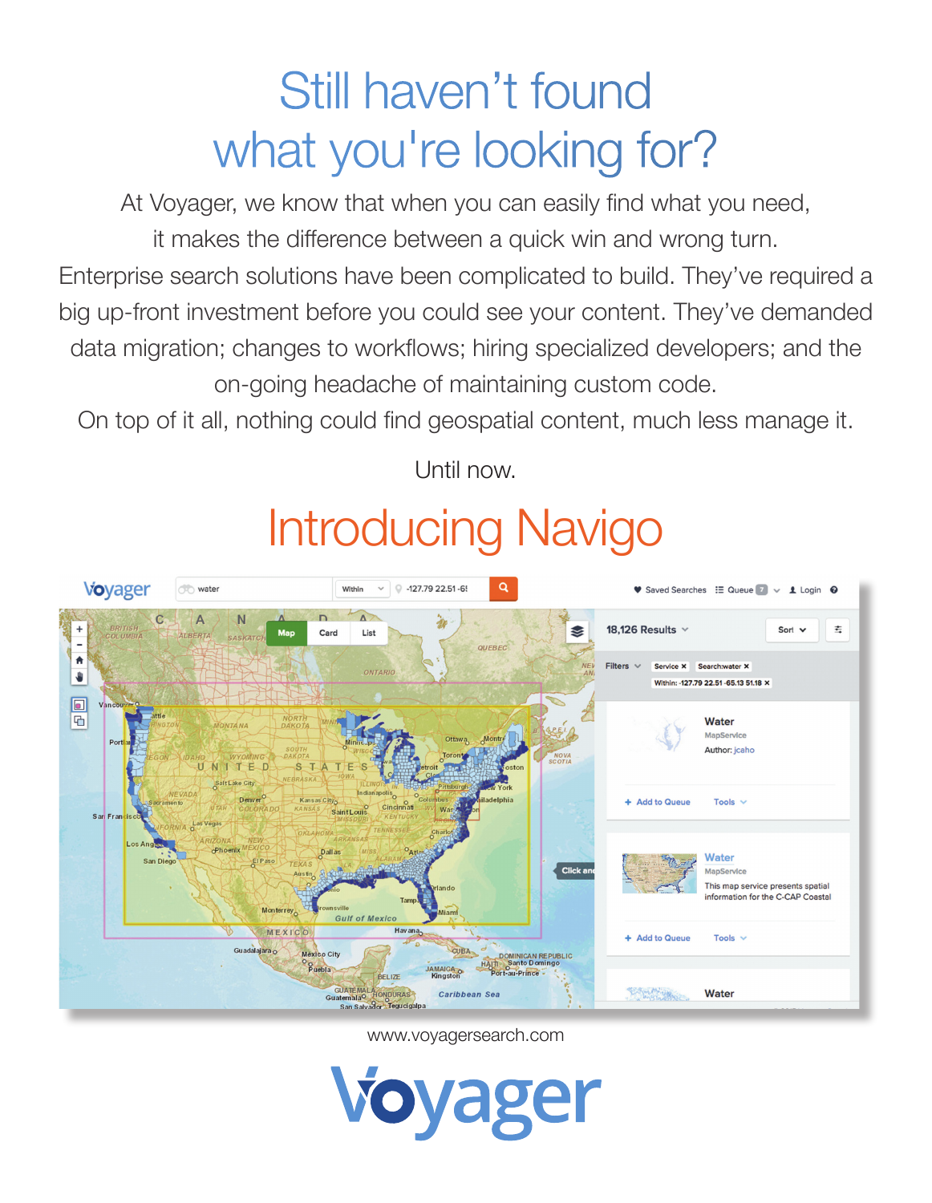# Still haven't found what you're looking for?

At Voyager, we know that when you can easily find what you need, it makes the difference between a quick win and wrong turn. Enterprise search solutions have been complicated to build. They've required a big up-front investment before you could see your content. They've demanded data migration; changes to workflows; hiring specialized developers; and the on-going headache of maintaining custom code. On top of it all, nothing could find geospatial content, much less manage it.

Until now.

# Introducing Navigo

www.voyagersearch.com

Voyager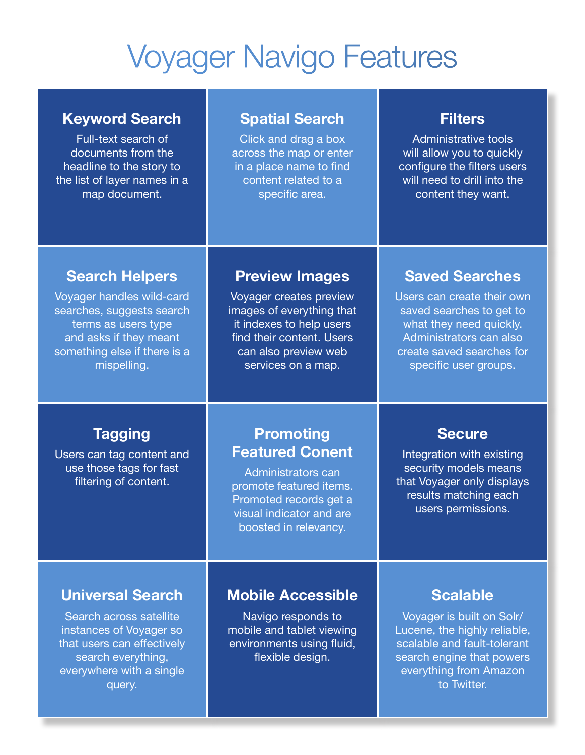# Voyager Navigo Features

### Keyword Search

Full-text search of documents from the headline to the story to the list of layer names in a map document.

### Spatial Search

Click and drag a box across the map or enter in a place name to find content related to a specific area.

### Filters

Administrative tools will allow you to quickly configure the filters users will need to drill into the content they want.

### Search Helpers

Voyager handles wild-card searches, suggests search terms as users type and asks if they meant something else if there is a mispelling.

### Preview Images

Voyager creates preview images of everything that it indexes to help users find their content. Users can also preview web services on a map.

### Saved Searches

Users can create their own saved searches to get to what they need quickly. Administrators can also create saved searches for specific user groups.

### Tagging

Users can tag content and use those tags for fast filtering of content.

### Promoting Featured Conent

Administrators can promote featured items. Promoted records get a visual indicator and are boosted in relevancy.

### Secure

Integration with existing security models means that Voyager only displays results matching each users permissions.

### Universal Search

Search across satellite instances of Voyager so that users can effectively search everything, everywhere with a single query.

### Mobile Accessible

Navigo responds to mobile and tablet viewing environments using fluid, flexible design.

### Scalable

Voyager is built on Solr/ Lucene, the highly reliable, scalable and fault-tolerant search engine that powers everything from Amazon to Twitter.